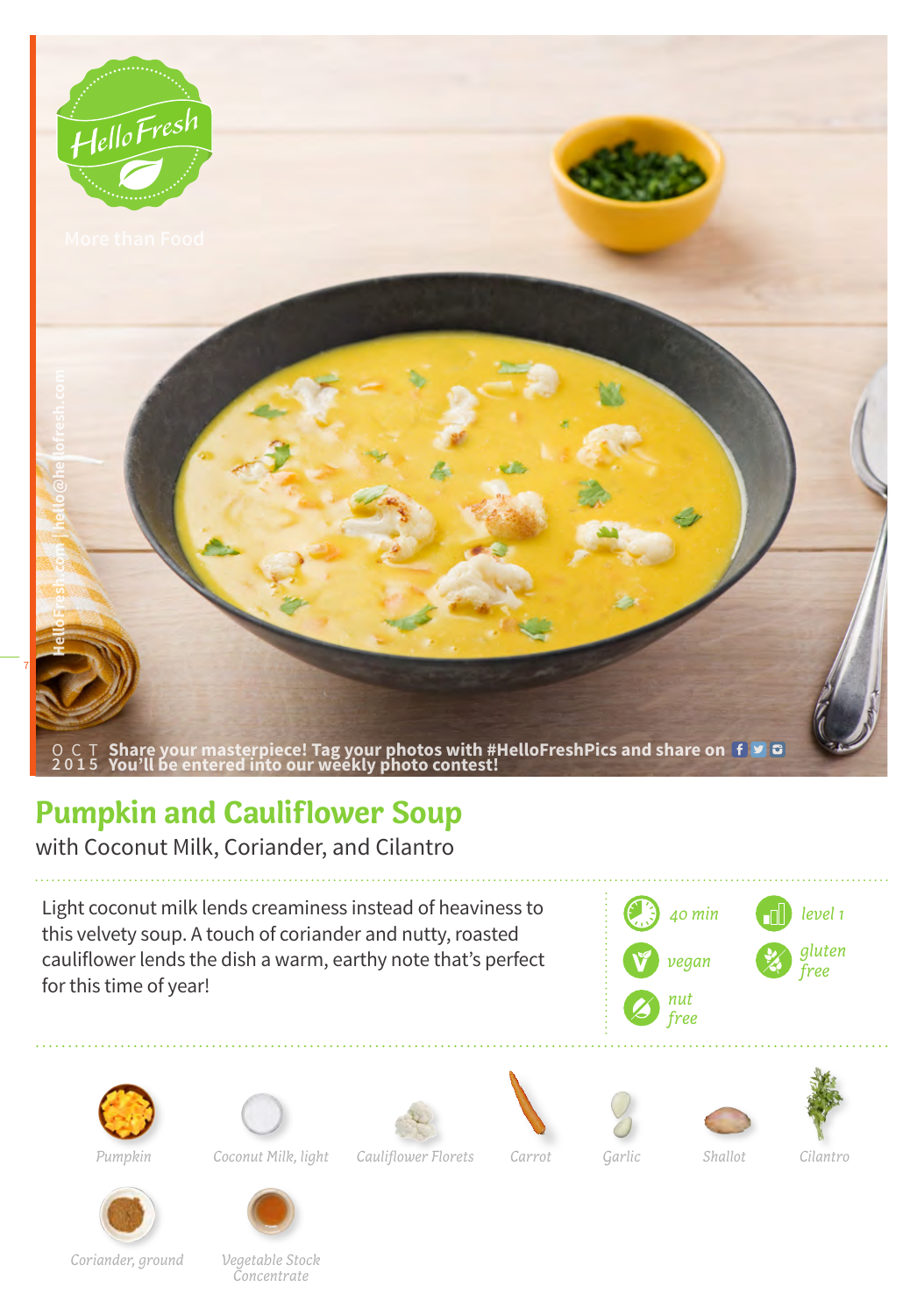HelloFresh

More than Food

HelloFresh.com | hello@hellofresh.com

OCT 2015

Share your masterpiece! Tag your photos with #HelloFreshPics and share on
You'll be entered into our weekly photo contest!

# Pumpkin and Cauliflower Soup

with Coconut Milk, Coriander, and Cilantro

Light coconut milk lends creaminess instead of heaviness to this velvety soup. A touch of coriander and nutty, roasted cauliflower lends the dish a warm, earthy note that's perfect for this time of year!

- *40 min*
- *level 1*
- *vegan*
- *gluten free*
- *nut free*

*Pumpkin*

*Coconut Milk, light*

*Cauliflower Florets*

*Carrot*

*Garlic*

*Shallot*

*Cilantro*

*Coriander, ground*

*Vegetable Stock Concentrate*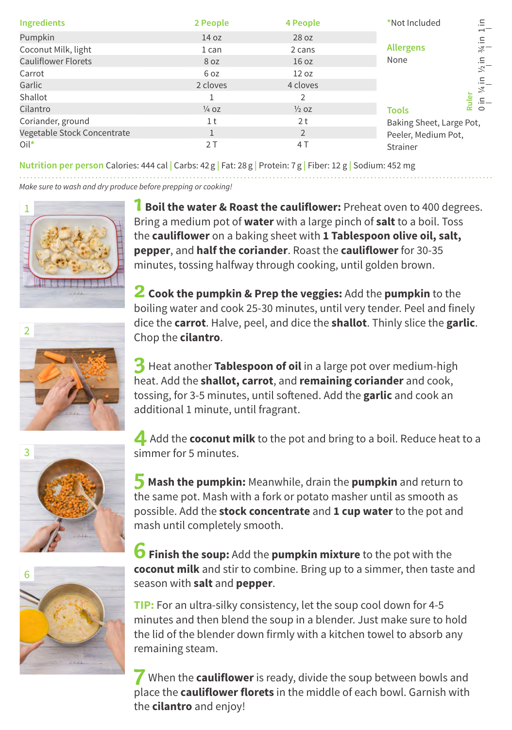| Ingredients | 2 People | 4 People |
|---|---|---|
| Pumpkin | 14 oz | 28 oz |
| Coconut Milk, light | 1 can | 2 cans |
| Cauliflower Florets | 8 oz | 16 oz |
| Carrot | 6 oz | 12 oz |
| Garlic | 2 cloves | 4 cloves |
| Shallot | 1 | 2 |
| Cilantro | ¼ oz | ½ oz |
| Coriander, ground | 1 t | 2 t |
| Vegetable Stock Concentrate | 1 | 2 |
| Oil* | 2 T | 4 T |

*Not Included

**Allergens**
None

**Tools**
Baking Sheet, Large Pot, Peeler, Medium Pot, Strainer

Ruler
0 in ¼ in ½ in ¾ in 1 in

**Nutrition per person** Calories: 444 cal | Carbs: 42 g | Fat: 28 g | Protein: 7 g | Fiber: 12 g | Sodium: 452 mg

*Make sure to wash and dry produce before prepping or cooking!*

1

2

3

6

**1 Boil the water & Roast the cauliflower:** Preheat oven to 400 degrees. Bring a medium pot of **water** with a large pinch of **salt** to a boil. Toss the **cauliflower** on a baking sheet with **1 Tablespoon olive oil, salt, pepper**, and **half the coriander**. Roast the **cauliflower** for 30-35 minutes, tossing halfway through cooking, until golden brown.

**2 Cook the pumpkin & Prep the veggies:** Add the **pumpkin** to the boiling water and cook 25-30 minutes, until very tender. Peel and finely dice the **carrot**. Halve, peel, and dice the **shallot**. Thinly slice the **garlic**. Chop the **cilantro**.

**3** Heat another **Tablespoon of oil** in a large pot over medium-high heat. Add the **shallot, carrot**, and **remaining coriander** and cook, tossing, for 3-5 minutes, until softened. Add the **garlic** and cook an additional 1 minute, until fragrant.

**4** Add the **coconut milk** to the pot and bring to a boil. Reduce heat to a simmer for 5 minutes.

**5 Mash the pumpkin:** Meanwhile, drain the **pumpkin** and return to the same pot. Mash with a fork or potato masher until as smooth as possible. Add the **stock concentrate** and **1 cup water** to the pot and mash until completely smooth.

**6 Finish the soup:** Add the **pumpkin mixture** to the pot with the **coconut milk** and stir to combine. Bring up to a simmer, then taste and season with **salt** and **pepper**.

**TIP:** For an ultra-silky consistency, let the soup cool down for 4-5 minutes and then blend the soup in a blender. Just make sure to hold the lid of the blender down firmly with a kitchen towel to absorb any remaining steam.

**7** When the **cauliflower** is ready, divide the soup between bowls and place the **cauliflower florets** in the middle of each bowl. Garnish with the **cilantro** and enjoy!